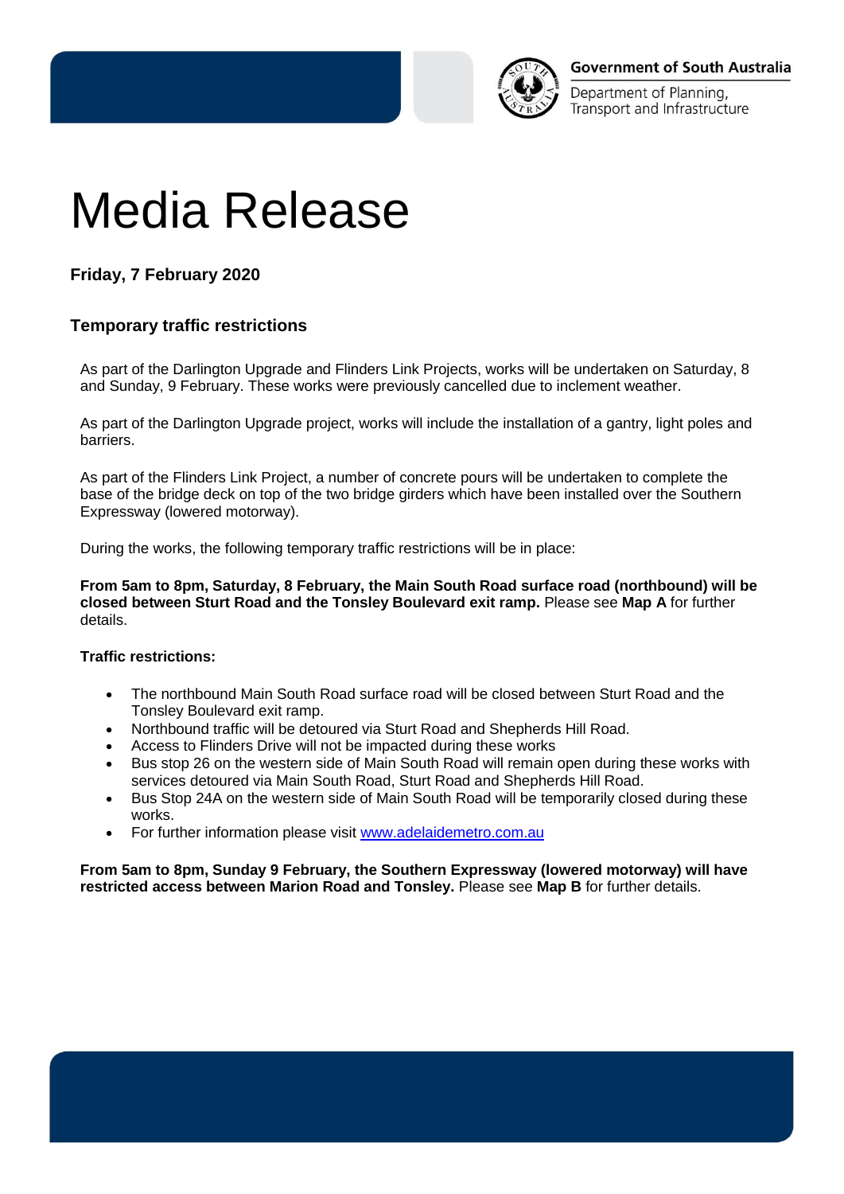Government of South Australia

Department of Planning, Transport and Infrastructure

# Media Release

**Friday, 7 February 2020**

### Temporary traffic restrictions

As part of the Darlington Upgrade and Flinders Link Projects, works will be undertaken on Saturday, 8 and Sunday, 9 February. These works were previously cancelled due to inclement weather.

As part of the Darlington Upgrade project, works will include the installation of a gantry, light poles and barriers.

As part of the Flinders Link Project, a number of concrete pours will be undertaken to complete the base of the bridge deck on top of the two bridge girders which have been installed over the Southern Expressway (lowered motorway).

During the works, the following temporary traffic restrictions will be in place:

**From 5am to 8pm, Saturday, 8 February, the Main South Road surface road (northbound) will be closed between Sturt Road and the Tonsley Boulevard exit ramp.** Please see **Map A** for further details.

**Traffic restrictions:**

- The northbound Main South Road surface road will be closed between Sturt Road and the Tonsley Boulevard exit ramp.
- Northbound traffic will be detoured via Sturt Road and Shepherds Hill Road.
- Access to Flinders Drive will not be impacted during these works
- Bus stop 26 on the western side of Main South Road will remain open during these works with services detoured via Main South Road, Sturt Road and Shepherds Hill Road.
- Bus Stop 24A on the western side of Main South Road will be temporarily closed during these works.
- For further information please visit [www.adelaidemetro.com.au](www.adelaidemetro.com.au)

**From 5am to 8pm, Sunday 9 February, the Southern Expressway (lowered motorway) will have restricted access between Marion Road and Tonsley.** Please see **Map B** for further details.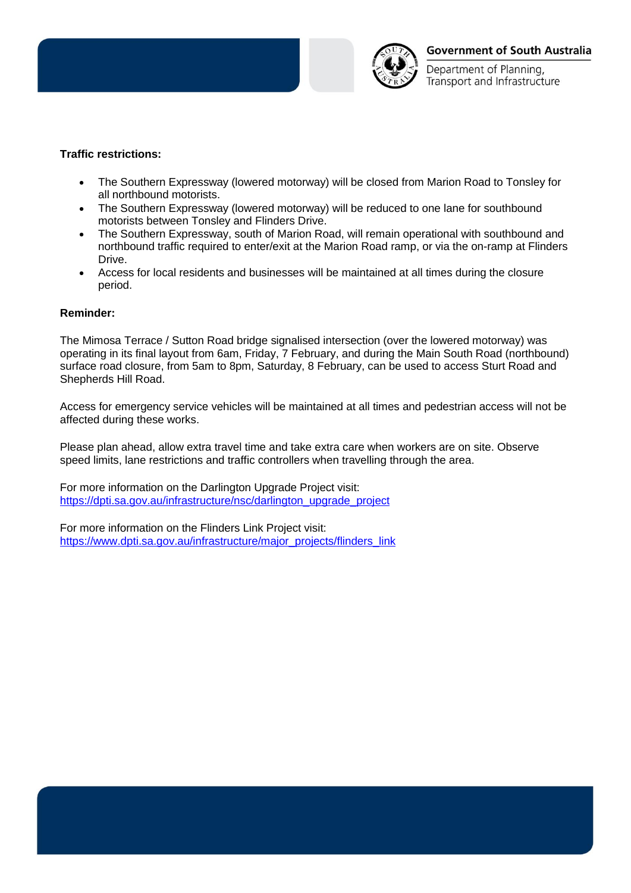**Traffic restrictions:**

- The Southern Expressway (lowered motorway) will be closed from Marion Road to Tonsley for all northbound motorists.
- The Southern Expressway (lowered motorway) will be reduced to one lane for southbound motorists between Tonsley and Flinders Drive.
- The Southern Expressway, south of Marion Road, will remain operational with southbound and northbound traffic required to enter/exit at the Marion Road ramp, or via the on-ramp at Flinders Drive.
- Access for local residents and businesses will be maintained at all times during the closure period.

**Reminder:**

The Mimosa Terrace / Sutton Road bridge signalised intersection (over the lowered motorway) was operating in its final layout from 6am, Friday, 7 February, and during the Main South Road (northbound) surface road closure, from 5am to 8pm, Saturday, 8 February, can be used to access Sturt Road and Shepherds Hill Road.

Access for emergency service vehicles will be maintained at all times and pedestrian access will not be affected during these works.

Please plan ahead, allow extra travel time and take extra care when workers are on site. Observe speed limits, lane restrictions and traffic controllers when travelling through the area.

For more information on the Darlington Upgrade Project visit:
https://dpti.sa.gov.au/infrastructure/nsc/darlington_upgrade_project

For more information on the Flinders Link Project visit:
https://www.dpti.sa.gov.au/infrastructure/major_projects/flinders_link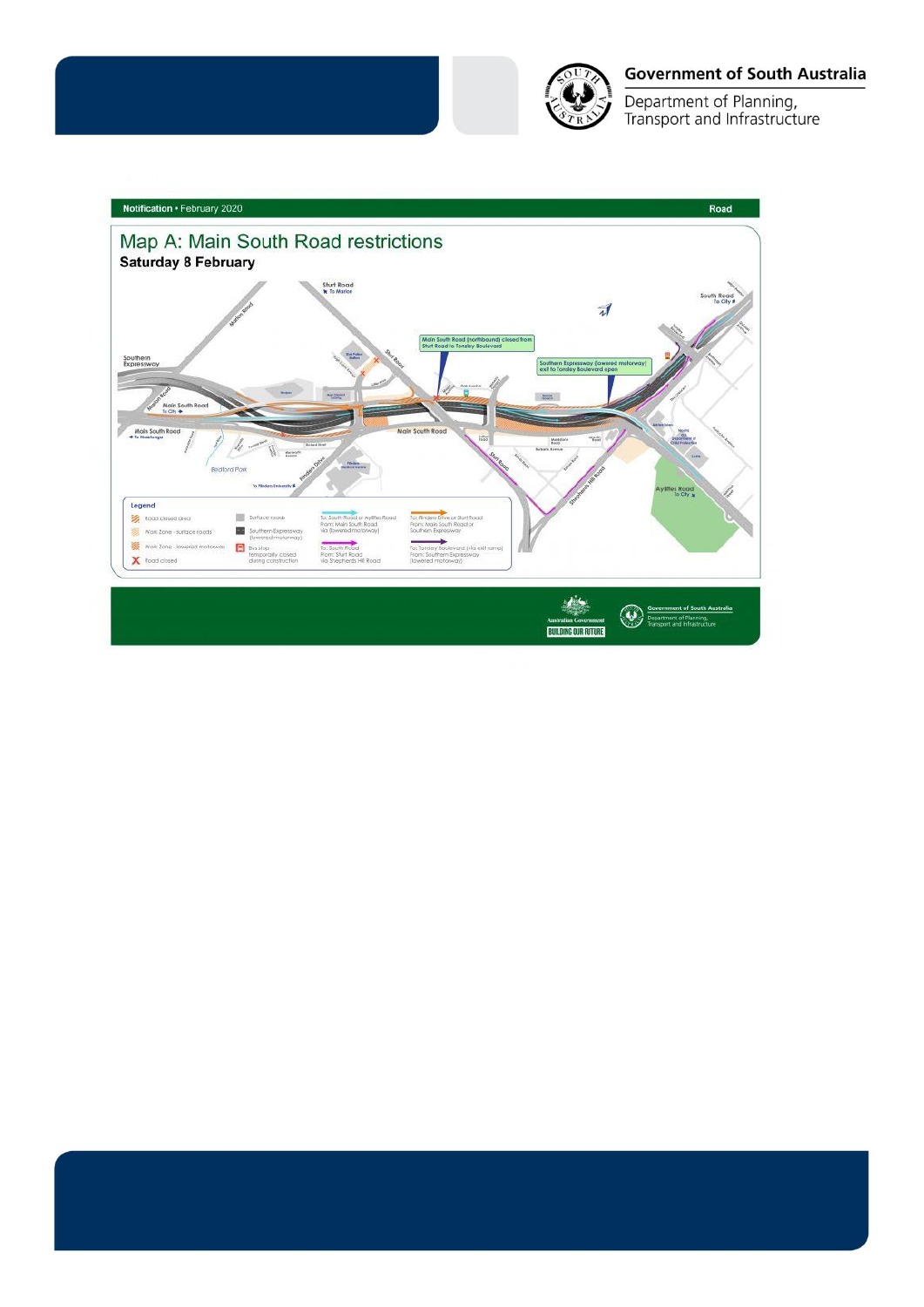Notification • February 2020

Road

## Map A: Main South Road restrictions

**Saturday 8 February**

Main South Road (northbound) closed from Sturt Road to Tonsley Boulevard

Southern Expressway (lowered motorway) exit to Tonsley Boulevard open

**Legend**

- Road closed area
- Work Zone - surface roads
- Work Zone - lowered motorway
- Road closed
- Surface roads
- Southern Expressway (lowered motorway)
- Bus stop temporarily closed during construction
- To: South Road or Ayliffes Road From: Main South Road via (lowered motorway)
- To: South Road From: Sturt Road via Shepherds Hill Road
- To: Flinders Drive or Sturt Road From: Main South Road or Southern Expressway
- To: Tonsley Boulevard (via exit ramp) From: Southern Expressway (lowered motorway)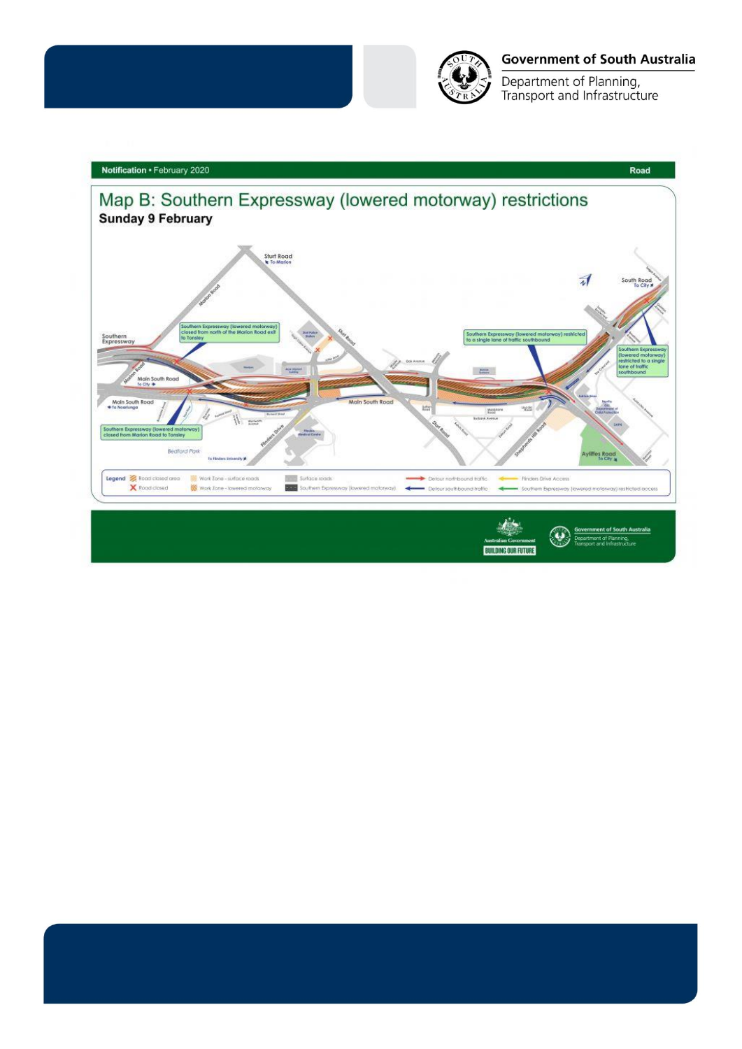Government of South Australia

Department of Planning, Transport and Infrastructure

Notification • February 2020

Road

# Map B: Southern Expressway (lowered motorway) restrictions

**Sunday 9 February**

Sturt Road
To Marion

Marion Road

Southern Expressway

Southern Expressway (lowered motorway) closed from north of the Marion Road exit to Tonsley

Main South Road
To City

Main South Road
To Noarlunga

Southern Expressway (lowered motorway) closed from Marion Road to Tonsley

Bedford Park

To Flinders University

Flinders Drive

Sturt Road

Main South Road

Southern Expressway (lowered motorway) restricted to a single lane of traffic southbound

South Road
To City

Southern Expressway (lowered motorway) restricted to a single lane of traffic southbound

Shepherds Hill Road

Ayliffes Road
To City

Legend
Road closed area
Road closed
Work Zone - surface roads
Work Zone - lowered motorway
Surface roads
Southern Expressway (lowered motorway)
Detour northbound traffic
Detour southbound traffic
Flinders Drive Access
Southern Expressway (lowered motorway) restricted access

Australian Government
BUILDING OUR FUTURE

Government of South Australia
Department of Planning, Transport and Infrastructure